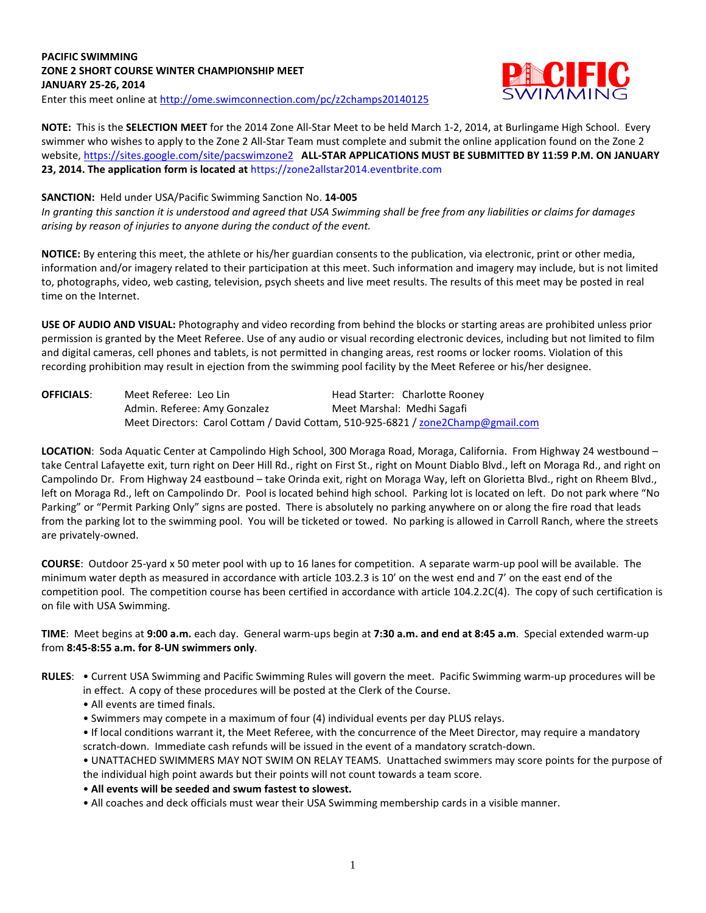**PACIFIC SWIMMING**
**ZONE 2 SHORT COURSE WINTER CHAMPIONSHIP MEET**
**JANUARY 25-26, 2014**
Enter this meet online at http://ome.swimconnection.com/pc/z2champs20140125

**NOTE:** This is the **SELECTION MEET** for the 2014 Zone All-Star Meet to be held March 1-2, 2014, at Burlingame High School. Every swimmer who wishes to apply to the Zone 2 All-Star Team must complete and submit the online application found on the Zone 2 website, https://sites.google.com/site/pacswimzone2 **ALL-STAR APPLICATIONS MUST BE SUBMITTED BY 11:59 P.M. ON JANUARY 23, 2014. The application form is located at** https://zone2allstar2014.eventbrite.com

**SANCTION:** Held under USA/Pacific Swimming Sanction No. **14-005**
*In granting this sanction it is understood and agreed that USA Swimming shall be free from any liabilities or claims for damages arising by reason of injuries to anyone during the conduct of the event.*

**NOTICE:** By entering this meet, the athlete or his/her guardian consents to the publication, via electronic, print or other media, information and/or imagery related to their participation at this meet. Such information and imagery may include, but is not limited to, photographs, video, web casting, television, psych sheets and live meet results. The results of this meet may be posted in real time on the Internet.

**USE OF AUDIO AND VISUAL:** Photography and video recording from behind the blocks or starting areas are prohibited unless prior permission is granted by the Meet Referee. Use of any audio or visual recording electronic devices, including but not limited to film and digital cameras, cell phones and tablets, is not permitted in changing areas, rest rooms or locker rooms. Violation of this recording prohibition may result in ejection from the swimming pool facility by the Meet Referee or his/her designee.

**OFFICIALS**: Meet Referee: Leo Lin — Head Starter: Charlotte Rooney
Admin. Referee: Amy Gonzalez — Meet Marshal: Medhi Sagafi
Meet Directors: Carol Cottam / David Cottam, 510-925-6821 / zone2Champ@gmail.com

**LOCATION**: Soda Aquatic Center at Campolindo High School, 300 Moraga Road, Moraga, California. From Highway 24 westbound – take Central Lafayette exit, turn right on Deer Hill Rd., right on First St., right on Mount Diablo Blvd., left on Moraga Rd., and right on Campolindo Dr. From Highway 24 eastbound – take Orinda exit, right on Moraga Way, left on Glorietta Blvd., right on Rheem Blvd., left on Moraga Rd., left on Campolindo Dr. Pool is located behind high school. Parking lot is located on left. Do not park where "No Parking" or "Permit Parking Only" signs are posted. There is absolutely no parking anywhere on or along the fire road that leads from the parking lot to the swimming pool. You will be ticketed or towed. No parking is allowed in Carroll Ranch, where the streets are privately-owned.

**COURSE**: Outdoor 25-yard x 50 meter pool with up to 16 lanes for competition. A separate warm-up pool will be available. The minimum water depth as measured in accordance with article 103.2.3 is 10' on the west end and 7' on the east end of the competition pool. The competition course has been certified in accordance with article 104.2.2C(4). The copy of such certification is on file with USA Swimming.

**TIME**: Meet begins at **9:00 a.m.** each day. General warm-ups begin at **7:30 a.m. and end at 8:45 a.m**. Special extended warm-up from **8:45-8:55 a.m. for 8-UN swimmers only**.

**RULES**:
- Current USA Swimming and Pacific Swimming Rules will govern the meet. Pacific Swimming warm-up procedures will be in effect. A copy of these procedures will be posted at the Clerk of the Course.
- All events are timed finals.
- Swimmers may compete in a maximum of four (4) individual events per day PLUS relays.
- If local conditions warrant it, the Meet Referee, with the concurrence of the Meet Director, may require a mandatory scratch-down. Immediate cash refunds will be issued in the event of a mandatory scratch-down.
- UNATTACHED SWIMMERS MAY NOT SWIM ON RELAY TEAMS. Unattached swimmers may score points for the purpose of the individual high point awards but their points will not count towards a team score.
- **All events will be seeded and swum fastest to slowest.**
- All coaches and deck officials must wear their USA Swimming membership cards in a visible manner.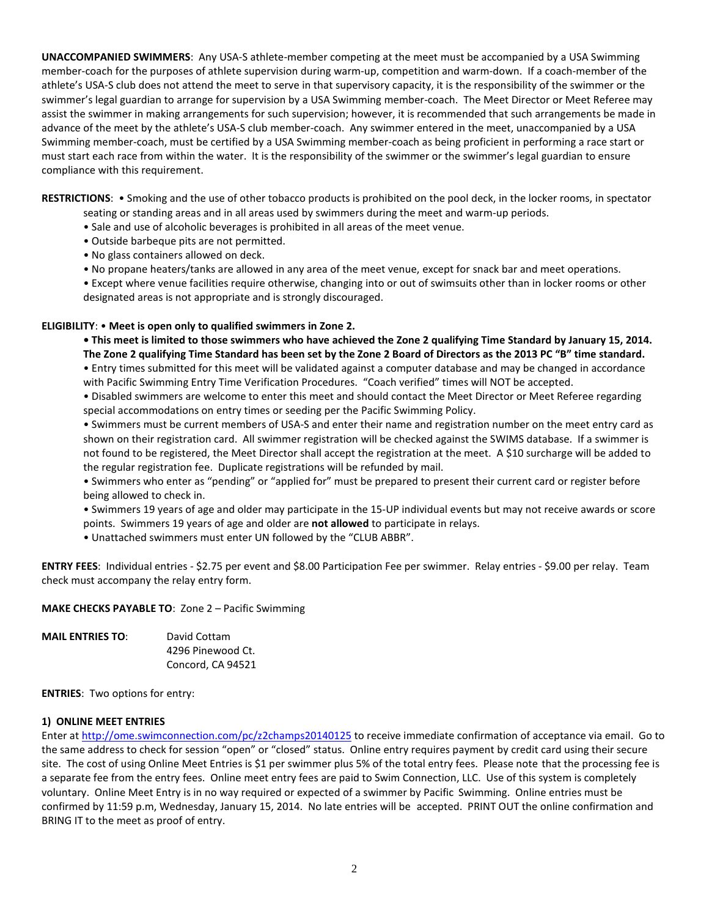**UNACCOMPANIED SWIMMERS**: Any USA-S athlete-member competing at the meet must be accompanied by a USA Swimming member-coach for the purposes of athlete supervision during warm-up, competition and warm-down. If a coach-member of the athlete's USA-S club does not attend the meet to serve in that supervisory capacity, it is the responsibility of the swimmer or the swimmer's legal guardian to arrange for supervision by a USA Swimming member-coach. The Meet Director or Meet Referee may assist the swimmer in making arrangements for such supervision; however, it is recommended that such arrangements be made in advance of the meet by the athlete's USA-S club member-coach. Any swimmer entered in the meet, unaccompanied by a USA Swimming member-coach, must be certified by a USA Swimming member-coach as being proficient in performing a race start or must start each race from within the water. It is the responsibility of the swimmer or the swimmer's legal guardian to ensure compliance with this requirement.

**RESTRICTIONS**:

- Smoking and the use of other tobacco products is prohibited on the pool deck, in the locker rooms, in spectator seating or standing areas and in all areas used by swimmers during the meet and warm-up periods.
- Sale and use of alcoholic beverages is prohibited in all areas of the meet venue.
- Outside barbeque pits are not permitted.
- No glass containers allowed on deck.
- No propane heaters/tanks are allowed in any area of the meet venue, except for snack bar and meet operations.
- Except where venue facilities require otherwise, changing into or out of swimsuits other than in locker rooms or other designated areas is not appropriate and is strongly discouraged.

**ELIGIBILITY**:

- **Meet is open only to qualified swimmers in Zone 2.**
- **This meet is limited to those swimmers who have achieved the Zone 2 qualifying Time Standard by January 15, 2014. The Zone 2 qualifying Time Standard has been set by the Zone 2 Board of Directors as the 2013 PC "B" time standard.**
- Entry times submitted for this meet will be validated against a computer database and may be changed in accordance with Pacific Swimming Entry Time Verification Procedures. "Coach verified" times will NOT be accepted.
- Disabled swimmers are welcome to enter this meet and should contact the Meet Director or Meet Referee regarding special accommodations on entry times or seeding per the Pacific Swimming Policy.
- Swimmers must be current members of USA-S and enter their name and registration number on the meet entry card as shown on their registration card. All swimmer registration will be checked against the SWIMS database. If a swimmer is not found to be registered, the Meet Director shall accept the registration at the meet. A $10 surcharge will be added to the regular registration fee. Duplicate registrations will be refunded by mail.
- Swimmers who enter as "pending" or "applied for" must be prepared to present their current card or register before being allowed to check in.
- Swimmers 19 years of age and older may participate in the 15-UP individual events but may not receive awards or score points. Swimmers 19 years of age and older are **not allowed** to participate in relays.
- Unattached swimmers must enter UN followed by the "CLUB ABBR".

**ENTRY FEES**: Individual entries - $2.75 per event and $8.00 Participation Fee per swimmer. Relay entries - $9.00 per relay. Team check must accompany the relay entry form.

**MAKE CHECKS PAYABLE TO**: Zone 2 – Pacific Swimming

**MAIL ENTRIES TO**: David Cottam
4296 Pinewood Ct.
Concord, CA 94521

**ENTRIES**: Two options for entry:

**1) ONLINE MEET ENTRIES**

Enter at http://ome.swimconnection.com/pc/z2champs20140125 to receive immediate confirmation of acceptance via email. Go to the same address to check for session "open" or "closed" status. Online entry requires payment by credit card using their secure site. The cost of using Online Meet Entries is $1 per swimmer plus 5% of the total entry fees. Please note that the processing fee is a separate fee from the entry fees. Online meet entry fees are paid to Swim Connection, LLC. Use of this system is completely voluntary. Online Meet Entry is in no way required or expected of a swimmer by Pacific Swimming. Online entries must be confirmed by 11:59 p.m, Wednesday, January 15, 2014. No late entries will be accepted. PRINT OUT the online confirmation and BRING IT to the meet as proof of entry.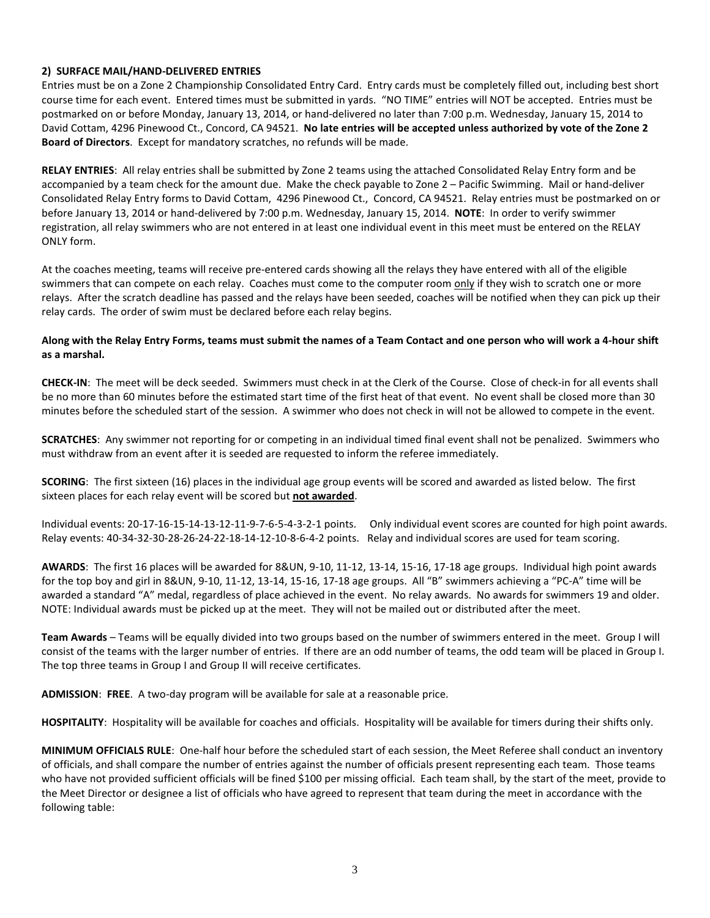**2) SURFACE MAIL/HAND-DELIVERED ENTRIES**

Entries must be on a Zone 2 Championship Consolidated Entry Card. Entry cards must be completely filled out, including best short course time for each event. Entered times must be submitted in yards. "NO TIME" entries will NOT be accepted. Entries must be postmarked on or before Monday, January 13, 2014, or hand-delivered no later than 7:00 p.m. Wednesday, January 15, 2014 to David Cottam, 4296 Pinewood Ct., Concord, CA 94521. **No late entries will be accepted unless authorized by vote of the Zone 2 Board of Directors**. Except for mandatory scratches, no refunds will be made.

**RELAY ENTRIES**: All relay entries shall be submitted by Zone 2 teams using the attached Consolidated Relay Entry form and be accompanied by a team check for the amount due. Make the check payable to Zone 2 – Pacific Swimming. Mail or hand-deliver Consolidated Relay Entry forms to David Cottam, 4296 Pinewood Ct., Concord, CA 94521. Relay entries must be postmarked on or before January 13, 2014 or hand-delivered by 7:00 p.m. Wednesday, January 15, 2014. **NOTE**: In order to verify swimmer registration, all relay swimmers who are not entered in at least one individual event in this meet must be entered on the RELAY ONLY form.

At the coaches meeting, teams will receive pre-entered cards showing all the relays they have entered with all of the eligible swimmers that can compete on each relay. Coaches must come to the computer room only if they wish to scratch one or more relays. After the scratch deadline has passed and the relays have been seeded, coaches will be notified when they can pick up their relay cards. The order of swim must be declared before each relay begins.

**Along with the Relay Entry Forms, teams must submit the names of a Team Contact and one person who will work a 4-hour shift as a marshal.**

**CHECK-IN**: The meet will be deck seeded. Swimmers must check in at the Clerk of the Course. Close of check-in for all events shall be no more than 60 minutes before the estimated start time of the first heat of that event. No event shall be closed more than 30 minutes before the scheduled start of the session. A swimmer who does not check in will not be allowed to compete in the event.

**SCRATCHES**: Any swimmer not reporting for or competing in an individual timed final event shall not be penalized. Swimmers who must withdraw from an event after it is seeded are requested to inform the referee immediately.

**SCORING**: The first sixteen (16) places in the individual age group events will be scored and awarded as listed below. The first sixteen places for each relay event will be scored but **not awarded**.

Individual events: 20-17-16-15-14-13-12-11-9-7-6-5-4-3-2-1 points. Only individual event scores are counted for high point awards.
Relay events: 40-34-32-30-28-26-24-22-18-14-12-10-8-6-4-2 points. Relay and individual scores are used for team scoring.

**AWARDS**: The first 16 places will be awarded for 8&UN, 9-10, 11-12, 13-14, 15-16, 17-18 age groups. Individual high point awards for the top boy and girl in 8&UN, 9-10, 11-12, 13-14, 15-16, 17-18 age groups. All "B" swimmers achieving a "PC-A" time will be awarded a standard "A" medal, regardless of place achieved in the event. No relay awards. No awards for swimmers 19 and older. NOTE: Individual awards must be picked up at the meet. They will not be mailed out or distributed after the meet.

**Team Awards** – Teams will be equally divided into two groups based on the number of swimmers entered in the meet. Group I will consist of the teams with the larger number of entries. If there are an odd number of teams, the odd team will be placed in Group I. The top three teams in Group I and Group II will receive certificates.

**ADMISSION**: **FREE**. A two-day program will be available for sale at a reasonable price.

**HOSPITALITY**: Hospitality will be available for coaches and officials. Hospitality will be available for timers during their shifts only.

**MINIMUM OFFICIALS RULE**: One-half hour before the scheduled start of each session, the Meet Referee shall conduct an inventory of officials, and shall compare the number of entries against the number of officials present representing each team. Those teams who have not provided sufficient officials will be fined $100 per missing official. Each team shall, by the start of the meet, provide to the Meet Director or designee a list of officials who have agreed to represent that team during the meet in accordance with the following table: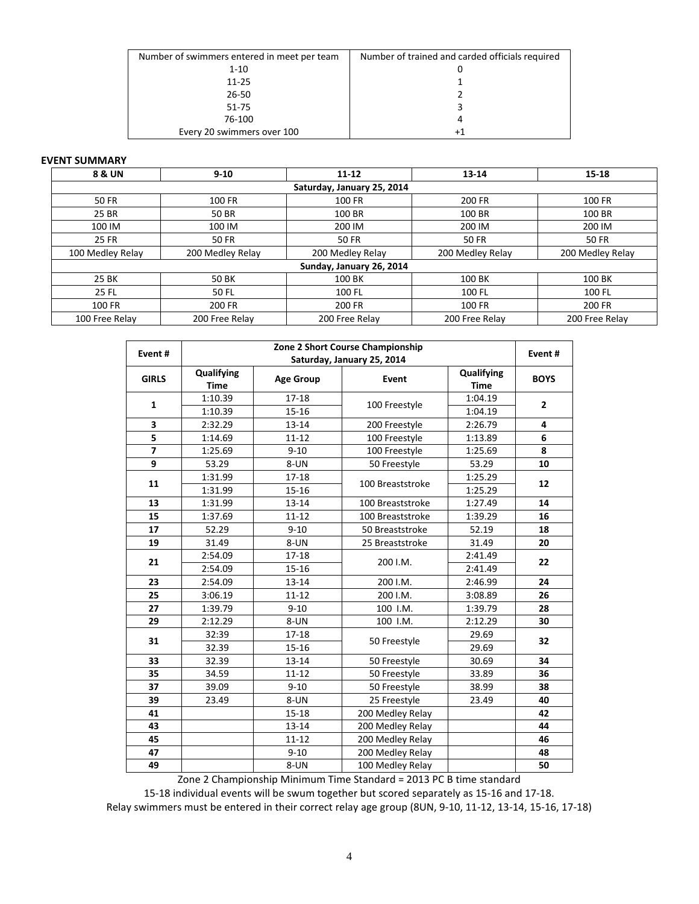| Number of swimmers entered in meet per team | Number of trained and carded officials required |
|---|---|
| 1-10 | 0 |
| 11-25 | 1 |
| 26-50 | 2 |
| 51-75 | 3 |
| 76-100 | 4 |
| Every 20 swimmers over 100 | +1 |

**EVENT SUMMARY**

| 8 & UN | 9-10 | 11-12 | 13-14 | 15-18 |
|---|---|---|---|---|
| | | **Saturday, January 25, 2014** | | |
| 50 FR | 100 FR | 100 FR | 200 FR | 100 FR |
| 25 BR | 50 BR | 100 BR | 100 BR | 100 BR |
| 100 IM | 100 IM | 200 IM | 200 IM | 200 IM |
| 25 FR | 50 FR | 50 FR | 50 FR | 50 FR |
| 100 Medley Relay | 200 Medley Relay | 200 Medley Relay | 200 Medley Relay | 200 Medley Relay |
| | | **Sunday, January 26, 2014** | | |
| 25 BK | 50 BK | 100 BK | 100 BK | 100 BK |
| 25 FL | 50 FL | 100 FL | 100 FL | 100 FL |
| 100 FR | 200 FR | 200 FR | 100 FR | 200 FR |
| 100 Free Relay | 200 Free Relay | 200 Free Relay | 200 Free Relay | 200 Free Relay |

| Event # | Zone 2 Short Course Championship Saturday, January 25, 2014 | | | | Event # |
|---|---|---|---|---|---|
| **GIRLS** | **Qualifying Time** | **Age Group** | **Event** | **Qualifying Time** | **BOYS** |
| **1** | 1:10.39 | 17-18 | 100 Freestyle | 1:04.19 | **2** |
| | 1:10.39 | 15-16 | | 1:04.19 | |
| **3** | 2:32.29 | 13-14 | 200 Freestyle | 2:26.79 | **4** |
| **5** | 1:14.69 | 11-12 | 100 Freestyle | 1:13.89 | **6** |
| **7** | 1:25.69 | 9-10 | 100 Freestyle | 1:25.69 | **8** |
| **9** | 53.29 | 8-UN | 50 Freestyle | 53.29 | **10** |
| **11** | 1:31.99 | 17-18 | 100 Breaststroke | 1:25.29 | **12** |
| | 1:31.99 | 15-16 | | 1:25.29 | |
| **13** | 1:31.99 | 13-14 | 100 Breaststroke | 1:27.49 | **14** |
| **15** | 1:37.69 | 11-12 | 100 Breaststroke | 1:39.29 | **16** |
| **17** | 52.29 | 9-10 | 50 Breaststroke | 52.19 | **18** |
| **19** | 31.49 | 8-UN | 25 Breaststroke | 31.49 | **20** |
| **21** | 2:54.09 | 17-18 | 200 I.M. | 2:41.49 | **22** |
| | 2:54.09 | 15-16 | | 2:41.49 | |
| **23** | 2:54.09 | 13-14 | 200 I.M. | 2:46.99 | **24** |
| **25** | 3:06.19 | 11-12 | 200 I.M. | 3:08.89 | **26** |
| **27** | 1:39.79 | 9-10 | 100 I.M. | 1:39.79 | **28** |
| **29** | 2:12.29 | 8-UN | 100 I.M. | 2:12.29 | **30** |
| **31** | 32:39 | 17-18 | 50 Freestyle | 29.69 | **32** |
| | 32.39 | 15-16 | | 29.69 | |
| **33** | 32.39 | 13-14 | 50 Freestyle | 30.69 | **34** |
| **35** | 34.59 | 11-12 | 50 Freestyle | 33.89 | **36** |
| **37** | 39.09 | 9-10 | 50 Freestyle | 38.99 | **38** |
| **39** | 23.49 | 8-UN | 25 Freestyle | 23.49 | **40** |
| **41** | | 15-18 | 200 Medley Relay | | **42** |
| **43** | | 13-14 | 200 Medley Relay | | **44** |
| **45** | | 11-12 | 200 Medley Relay | | **46** |
| **47** | | 9-10 | 200 Medley Relay | | **48** |
| **49** | | 8-UN | 100 Medley Relay | | **50** |

Zone 2 Championship Minimum Time Standard = 2013 PC B time standard

15-18 individual events will be swum together but scored separately as 15-16 and 17-18.

Relay swimmers must be entered in their correct relay age group (8UN, 9-10, 11-12, 13-14, 15-16, 17-18)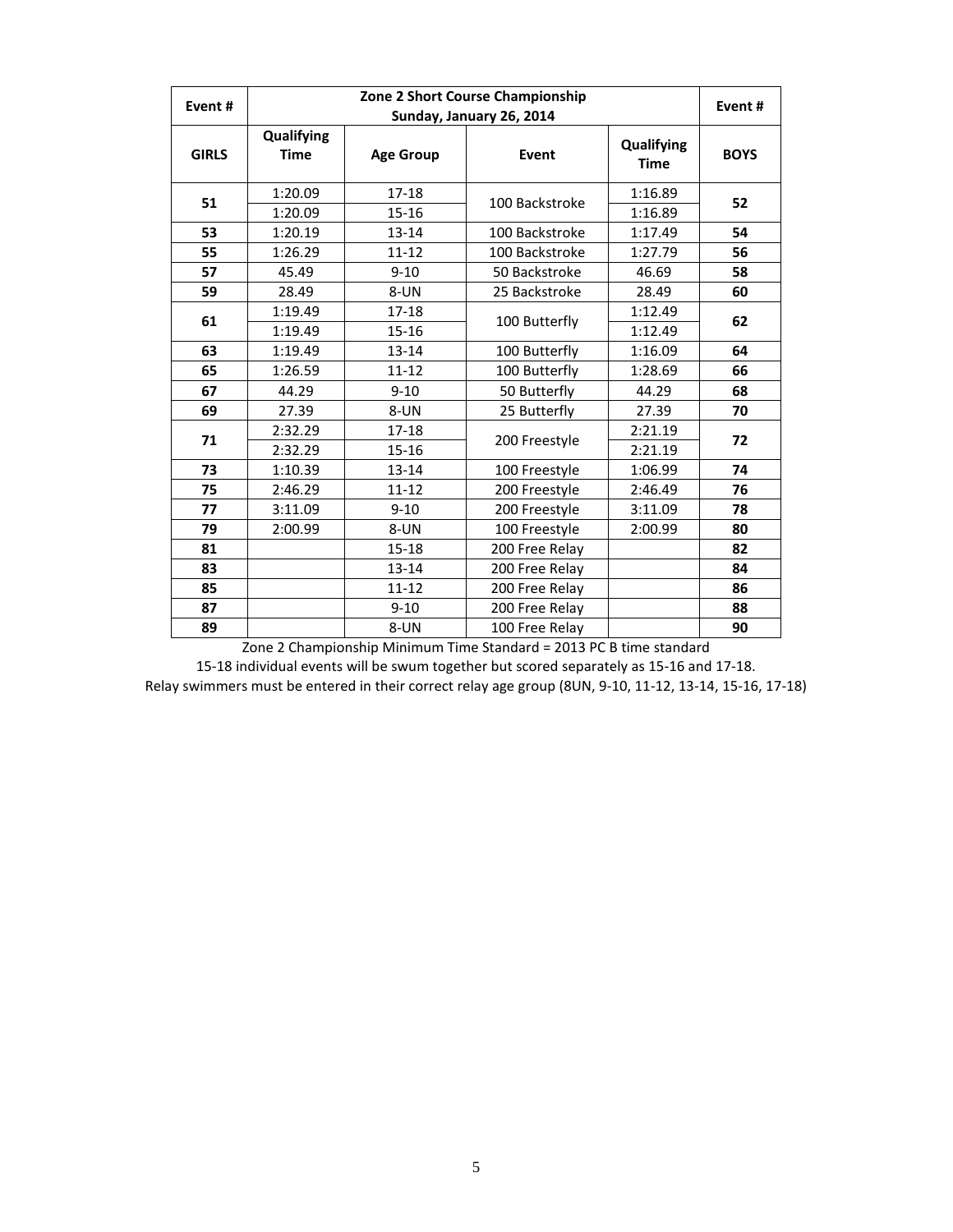| Event # | Zone 2 Short Course Championship Sunday, January 26, 2014 | | | | Event # |
|---|---|---|---|---|---|
| **GIRLS** | **Qualifying Time** | **Age Group** | **Event** | **Qualifying Time** | **BOYS** |
| **51** | 1:20.09 | 17-18 | 100 Backstroke | 1:16.89 | **52** |
| | 1:20.09 | 15-16 | | 1:16.89 | |
| **53** | 1:20.19 | 13-14 | 100 Backstroke | 1:17.49 | **54** |
| **55** | 1:26.29 | 11-12 | 100 Backstroke | 1:27.79 | **56** |
| **57** | 45.49 | 9-10 | 50 Backstroke | 46.69 | **58** |
| **59** | 28.49 | 8-UN | 25 Backstroke | 28.49 | **60** |
| **61** | 1:19.49 | 17-18 | 100 Butterfly | 1:12.49 | **62** |
| | 1:19.49 | 15-16 | | 1:12.49 | |
| **63** | 1:19.49 | 13-14 | 100 Butterfly | 1:16.09 | **64** |
| **65** | 1:26.59 | 11-12 | 100 Butterfly | 1:28.69 | **66** |
| **67** | 44.29 | 9-10 | 50 Butterfly | 44.29 | **68** |
| **69** | 27.39 | 8-UN | 25 Butterfly | 27.39 | **70** |
| **71** | 2:32.29 | 17-18 | 200 Freestyle | 2:21.19 | **72** |
| | 2:32.29 | 15-16 | | 2:21.19 | |
| **73** | 1:10.39 | 13-14 | 100 Freestyle | 1:06.99 | **74** |
| **75** | 2:46.29 | 11-12 | 200 Freestyle | 2:46.49 | **76** |
| **77** | 3:11.09 | 9-10 | 200 Freestyle | 3:11.09 | **78** |
| **79** | 2:00.99 | 8-UN | 100 Freestyle | 2:00.99 | **80** |
| **81** | | 15-18 | 200 Free Relay | | **82** |
| **83** | | 13-14 | 200 Free Relay | | **84** |
| **85** | | 11-12 | 200 Free Relay | | **86** |
| **87** | | 9-10 | 200 Free Relay | | **88** |
| **89** | | 8-UN | 100 Free Relay | | **90** |

Zone 2 Championship Minimum Time Standard = 2013 PC B time standard

15-18 individual events will be swum together but scored separately as 15-16 and 17-18.

Relay swimmers must be entered in their correct relay age group (8UN, 9-10, 11-12, 13-14, 15-16, 17-18)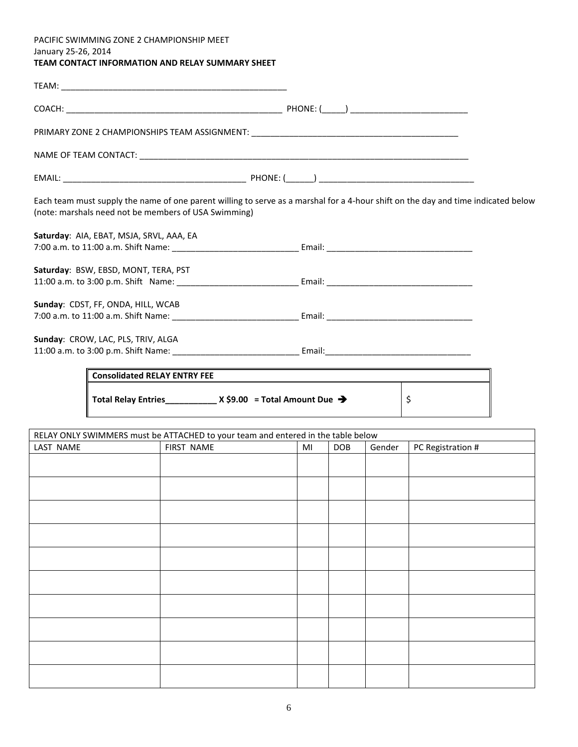PACIFIC SWIMMING ZONE 2 CHAMPIONSHIP MEET
January 25-26, 2014
**TEAM CONTACT INFORMATION AND RELAY SUMMARY SHEET**

TEAM: _______________________________________________

COACH: _____________________________________________ PHONE: (_____) _________________________

PRIMARY ZONE 2 CHAMPIONSHIPS TEAM ASSIGNMENT: ____________________________________________

NAME OF TEAM CONTACT: ________________________________________________________________________

EMAIL: ______________________________________ PHONE: (______) _________________________________

Each team must supply the name of one parent willing to serve as a marshal for a 4-hour shift on the day and time indicated below (note: marshals need not be members of USA Swimming)

**Saturday**: AIA, EBAT, MSJA, SRVL, AAA, EA
7:00 a.m. to 11:00 a.m. Shift Name: ___________________________ Email: _______________________________

**Saturday**: BSW, EBSD, MONT, TERA, PST
11:00 a.m. to 3:00 p.m. Shift Name: __________________________ Email: _______________________________

**Sunday**: CDST, FF, ONDA, HILL, WCAB
7:00 a.m. to 11:00 a.m. Shift Name: ___________________________ Email: _______________________________

**Sunday**: CROW, LAC, PLS, TRIV, ALGA
11:00 a.m. to 3:00 p.m. Shift Name: ___________________________ Email:_______________________________

| **Consolidated RELAY ENTRY FEE** | |
|---|---|
| **Total Relay Entries__________ X $9.00 = Total Amount Due ➔** | $ |

| RELAY ONLY SWIMMERS must be ATTACHED to your team and entered in the table below | | | | | |
|---|---|---|---|---|---|
| LAST NAME | FIRST NAME | MI | DOB | Gender | PC Registration # |
| | | | | | |
| | | | | | |
| | | | | | |
| | | | | | |
| | | | | | |
| | | | | | |
| | | | | | |
| | | | | | |
| | | | | | |
| | | | | | |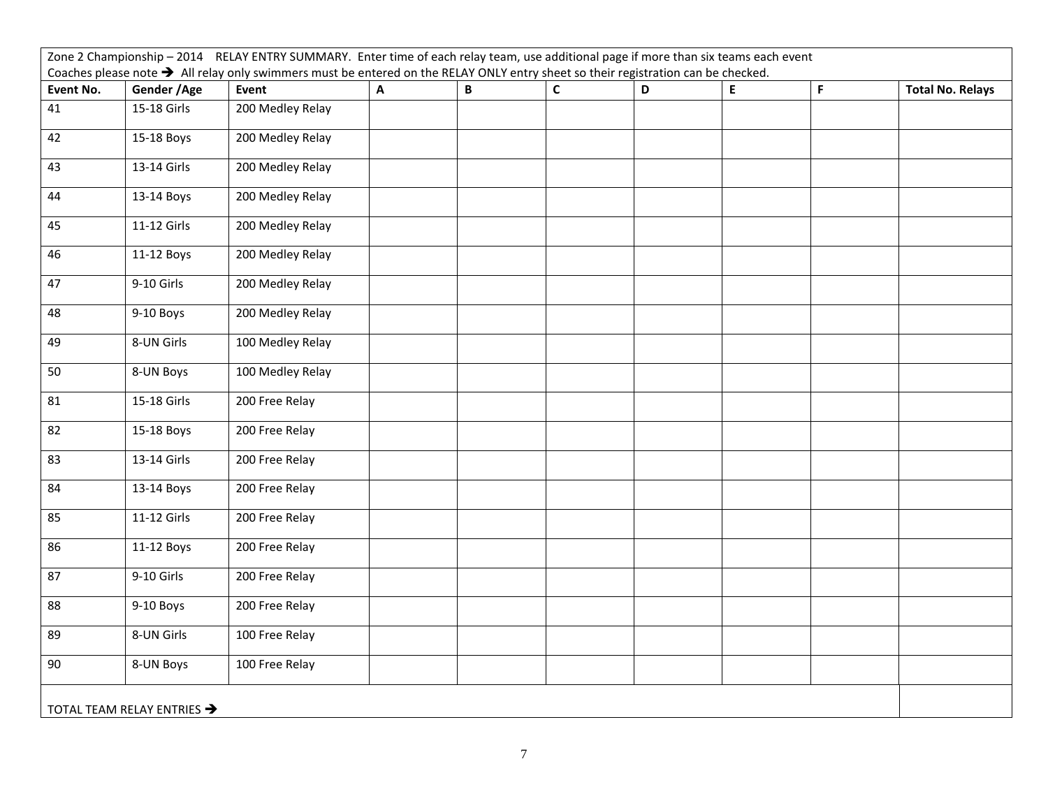Zone 2 Championship – 2014 RELAY ENTRY SUMMARY. Enter time of each relay team, use additional page if more than six teams each event
Coaches please note ➔ All relay only swimmers must be entered on the RELAY ONLY entry sheet so their registration can be checked.

| Event No. | Gender /Age | Event | A | B | C | D | E | F | Total No. Relays |
|---|---|---|---|---|---|---|---|---|---|
| 41 | 15-18 Girls | 200 Medley Relay | | | | | | | |
| 42 | 15-18 Boys | 200 Medley Relay | | | | | | | |
| 43 | 13-14 Girls | 200 Medley Relay | | | | | | | |
| 44 | 13-14 Boys | 200 Medley Relay | | | | | | | |
| 45 | 11-12 Girls | 200 Medley Relay | | | | | | | |
| 46 | 11-12 Boys | 200 Medley Relay | | | | | | | |
| 47 | 9-10 Girls | 200 Medley Relay | | | | | | | |
| 48 | 9-10 Boys | 200 Medley Relay | | | | | | | |
| 49 | 8-UN Girls | 100 Medley Relay | | | | | | | |
| 50 | 8-UN Boys | 100 Medley Relay | | | | | | | |
| 81 | 15-18 Girls | 200 Free Relay | | | | | | | |
| 82 | 15-18 Boys | 200 Free Relay | | | | | | | |
| 83 | 13-14 Girls | 200 Free Relay | | | | | | | |
| 84 | 13-14 Boys | 200 Free Relay | | | | | | | |
| 85 | 11-12 Girls | 200 Free Relay | | | | | | | |
| 86 | 11-12 Boys | 200 Free Relay | | | | | | | |
| 87 | 9-10 Girls | 200 Free Relay | | | | | | | |
| 88 | 9-10 Boys | 200 Free Relay | | | | | | | |
| 89 | 8-UN Girls | 100 Free Relay | | | | | | | |
| 90 | 8-UN Boys | 100 Free Relay | | | | | | | |
| TOTAL TEAM RELAY ENTRIES ➔ | | | | | | | | | |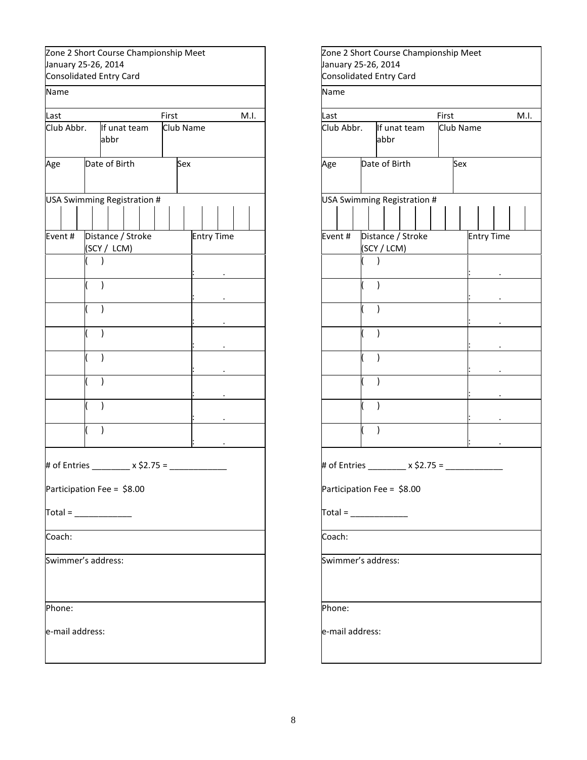Zone 2 Short Course Championship Meet
January 25-26, 2014
Consolidated Entry Card

| | | | | |
|---|---|---|---|---|
| Name | | | | |
| Last | | First | | M.I. |
| Club Abbr. | If unat team abbr | Club Name | | |
| Age | Date of Birth | | Sex | |
| USA Swimming Registration # | | | | |

| Event # | Distance / Stroke (SCY / LCM) | Entry Time |
|---|---|---|
| | ( ) | : . |
| | ( ) | : . |
| | ( ) | : . |
| | ( ) | : . |
| | ( ) | : . |
| | ( ) | : . |
| | ( ) | : . |
| | ( ) | : . |

# of Entries ________ x $2.75 = ____________

Participation Fee = $8.00

Total = ____________

Coach:

Swimmer's address:

Phone:

e-mail address:

---

Zone 2 Short Course Championship Meet
January 25-26, 2014
Consolidated Entry Card

| | | | | |
|---|---|---|---|---|
| Name | | | | |
| Last | | First | | M.I. |
| Club Abbr. | If unat team abbr | Club Name | | |
| Age | Date of Birth | | Sex | |
| USA Swimming Registration # | | | | |

| Event # | Distance / Stroke (SCY / LCM) | Entry Time |
|---|---|---|
| | ( ) | : . |
| | ( ) | : . |
| | ( ) | : . |
| | ( ) | : . |
| | ( ) | : . |
| | ( ) | : . |
| | ( ) | : . |
| | ( ) | : . |

# of Entries ________ x $2.75 = ____________

Participation Fee = $8.00

Total = ____________

Coach:

Swimmer's address:

Phone:

e-mail address: